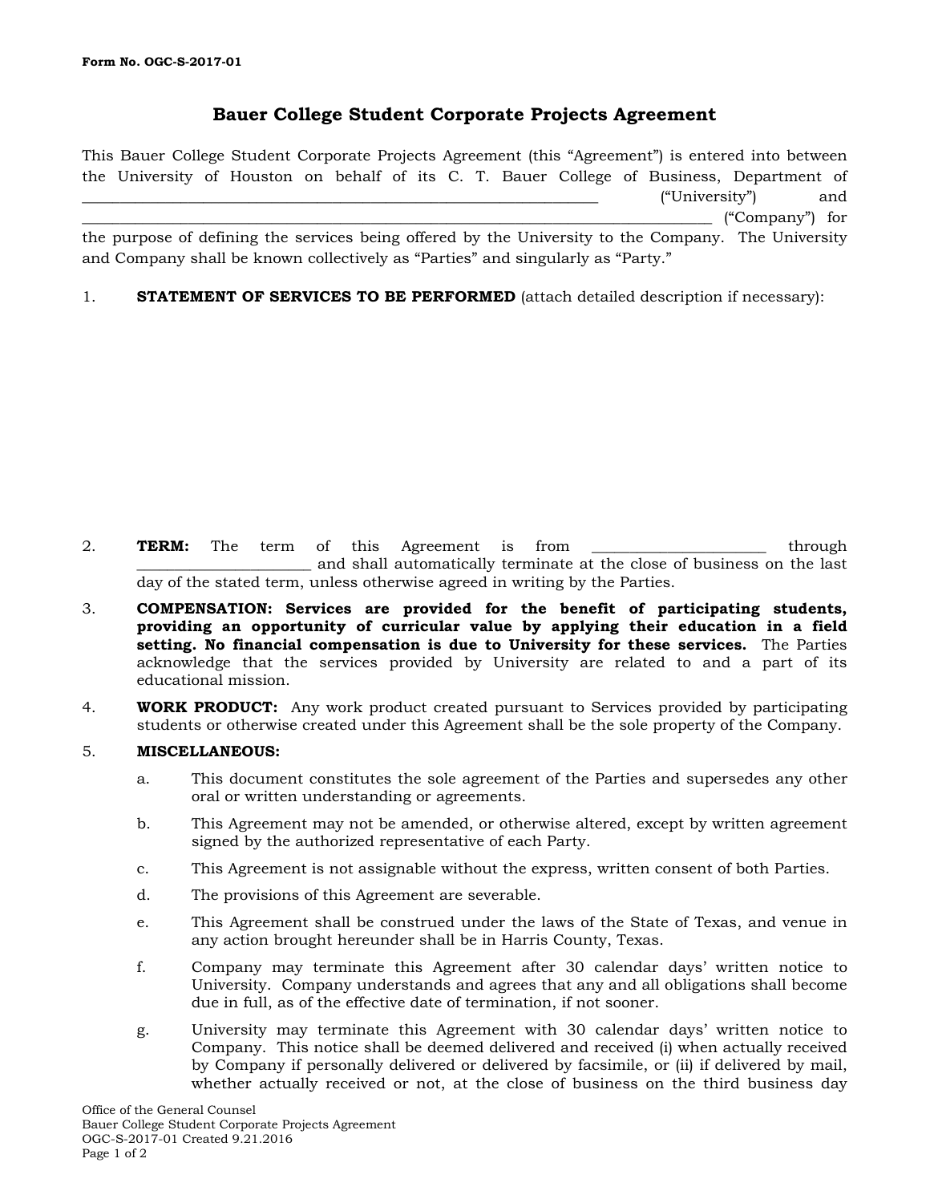**Form No. OGC-S-2017-01**

# Bauer College Student Corporate Projects Agreement

This Bauer College Student Corporate Projects Agreement (this "Agreement") is entered into between the University of Houston on behalf of its C. T. Bauer College of Business, Department of ___________________________________________________________________ ("University") and _________________________________________________________________________________ ("Company") for the purpose of defining the services being offered by the University to the Company. The University and Company shall be known collectively as "Parties" and singularly as "Party."

1. **STATEMENT OF SERVICES TO BE PERFORMED** (attach detailed description if necessary):

2. **TERM:** The term of this Agreement is from ______________________ through ______________________ and shall automatically terminate at the close of business on the last day of the stated term, unless otherwise agreed in writing by the Parties.

3. **COMPENSATION: Services are provided for the benefit of participating students, providing an opportunity of curricular value by applying their education in a field setting. No financial compensation is due to University for these services.** The Parties acknowledge that the services provided by University are related to and a part of its educational mission.

4. **WORK PRODUCT:** Any work product created pursuant to Services provided by participating students or otherwise created under this Agreement shall be the sole property of the Company.

5. **MISCELLANEOUS:**

   a. This document constitutes the sole agreement of the Parties and supersedes any other oral or written understanding or agreements.

   b. This Agreement may not be amended, or otherwise altered, except by written agreement signed by the authorized representative of each Party.

   c. This Agreement is not assignable without the express, written consent of both Parties.

   d. The provisions of this Agreement are severable.

   e. This Agreement shall be construed under the laws of the State of Texas, and venue in any action brought hereunder shall be in Harris County, Texas.

   f. Company may terminate this Agreement after 30 calendar days' written notice to University. Company understands and agrees that any and all obligations shall become due in full, as of the effective date of termination, if not sooner.

   g. University may terminate this Agreement with 30 calendar days' written notice to Company. This notice shall be deemed delivered and received (i) when actually received by Company if personally delivered or delivered by facsimile, or (ii) if delivered by mail, whether actually received or not, at the close of business on the third business day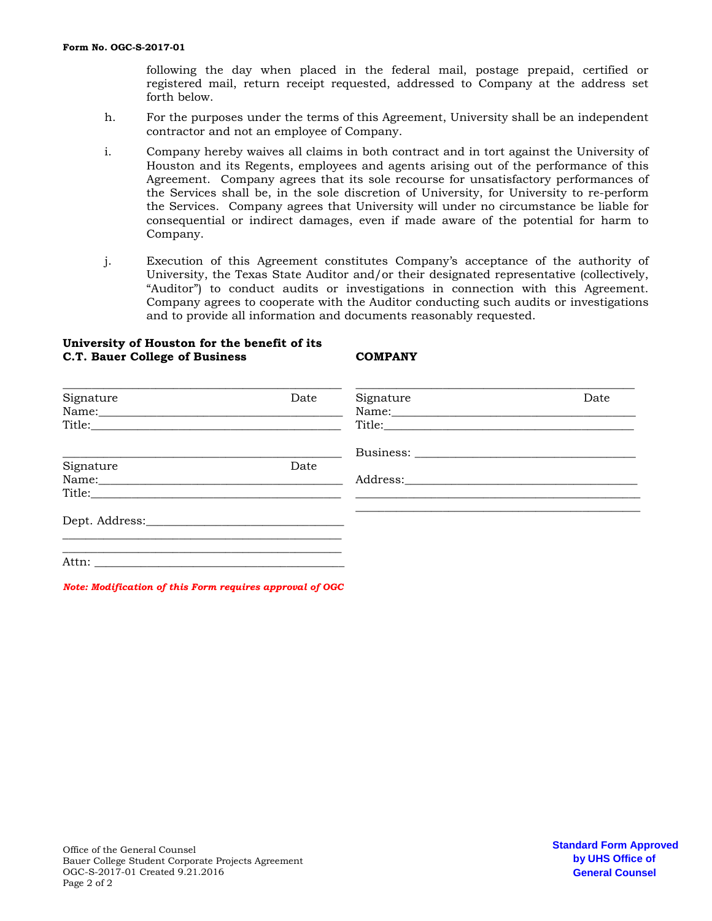following the day when placed in the federal mail, postage prepaid, certified or registered mail, return receipt requested, addressed to Company at the address set forth below.

h. For the purposes under the terms of this Agreement, University shall be an independent contractor and not an employee of Company.

i. Company hereby waives all claims in both contract and in tort against the University of Houston and its Regents, employees and agents arising out of the performance of this Agreement. Company agrees that its sole recourse for unsatisfactory performances of the Services shall be, in the sole discretion of University, for University to re-perform the Services. Company agrees that University will under no circumstance be liable for consequential or indirect damages, even if made aware of the potential for harm to Company.

j. Execution of this Agreement constitutes Company's acceptance of the authority of University, the Texas State Auditor and/or their designated representative (collectively, "Auditor") to conduct audits or investigations in connection with this Agreement. Company agrees to cooperate with the Auditor conducting such audits or investigations and to provide all information and documents reasonably requested.

**University of Houston for the benefit of its C.T. Bauer College of Business**

\_\_\_\_\_\_\_\_\_\_\_\_\_\_\_\_\_\_\_\_\_\_\_\_\_\_\_\_\_\_\_\_\_\_\_\_\_\_\_\_\_\_
Signature Date
Name:\_\_\_\_\_\_\_\_\_\_\_\_\_\_\_\_\_\_\_\_\_\_\_\_\_\_\_\_\_\_\_\_\_\_\_\_\_
Title:\_\_\_\_\_\_\_\_\_\_\_\_\_\_\_\_\_\_\_\_\_\_\_\_\_\_\_\_\_\_\_\_\_\_\_\_\_\_

\_\_\_\_\_\_\_\_\_\_\_\_\_\_\_\_\_\_\_\_\_\_\_\_\_\_\_\_\_\_\_\_\_\_\_\_\_\_\_\_\_\_
Signature Date
Name:\_\_\_\_\_\_\_\_\_\_\_\_\_\_\_\_\_\_\_\_\_\_\_\_\_\_\_\_\_\_\_\_\_\_\_\_\_
Title:\_\_\_\_\_\_\_\_\_\_\_\_\_\_\_\_\_\_\_\_\_\_\_\_\_\_\_\_\_\_\_\_\_\_\_\_\_\_

Dept. Address:\_\_\_\_\_\_\_\_\_\_\_\_\_\_\_\_\_\_\_\_\_\_\_\_\_\_\_\_\_\_
\_\_\_\_\_\_\_\_\_\_\_\_\_\_\_\_\_\_\_\_\_\_\_\_\_\_\_\_\_\_\_\_\_\_\_\_\_\_\_\_\_\_
\_\_\_\_\_\_\_\_\_\_\_\_\_\_\_\_\_\_\_\_\_\_\_\_\_\_\_\_\_\_\_\_\_\_\_\_\_\_\_\_\_\_
Attn: \_\_\_\_\_\_\_\_\_\_\_\_\_\_\_\_\_\_\_\_\_\_\_\_\_\_\_\_\_\_\_\_\_\_\_\_\_\_

**COMPANY**

\_\_\_\_\_\_\_\_\_\_\_\_\_\_\_\_\_\_\_\_\_\_\_\_\_\_\_\_\_\_\_\_\_\_\_\_\_\_\_\_\_\_
Signature Date
Name:\_\_\_\_\_\_\_\_\_\_\_\_\_\_\_\_\_\_\_\_\_\_\_\_\_\_\_\_\_\_\_\_\_\_\_\_\_
Title:\_\_\_\_\_\_\_\_\_\_\_\_\_\_\_\_\_\_\_\_\_\_\_\_\_\_\_\_\_\_\_\_\_\_\_\_\_\_

Business: \_\_\_\_\_\_\_\_\_\_\_\_\_\_\_\_\_\_\_\_\_\_\_\_\_\_\_\_\_\_\_\_\_

Address:\_\_\_\_\_\_\_\_\_\_\_\_\_\_\_\_\_\_\_\_\_\_\_\_\_\_\_\_\_\_\_\_\_\_\_
\_\_\_\_\_\_\_\_\_\_\_\_\_\_\_\_\_\_\_\_\_\_\_\_\_\_\_\_\_\_\_\_\_\_\_\_\_\_\_\_\_\_
\_\_\_\_\_\_\_\_\_\_\_\_\_\_\_\_\_\_\_\_\_\_\_\_\_\_\_\_\_\_\_\_\_\_\_\_\_\_\_\_\_\_

***Note: Modification of this Form requires approval of OGC***

Office of the General Counsel
Bauer College Student Corporate Projects Agreement
OGC-S-2017-01 Created 9.21.2016

**Standard Form Approved by UHS Office of General Counsel**